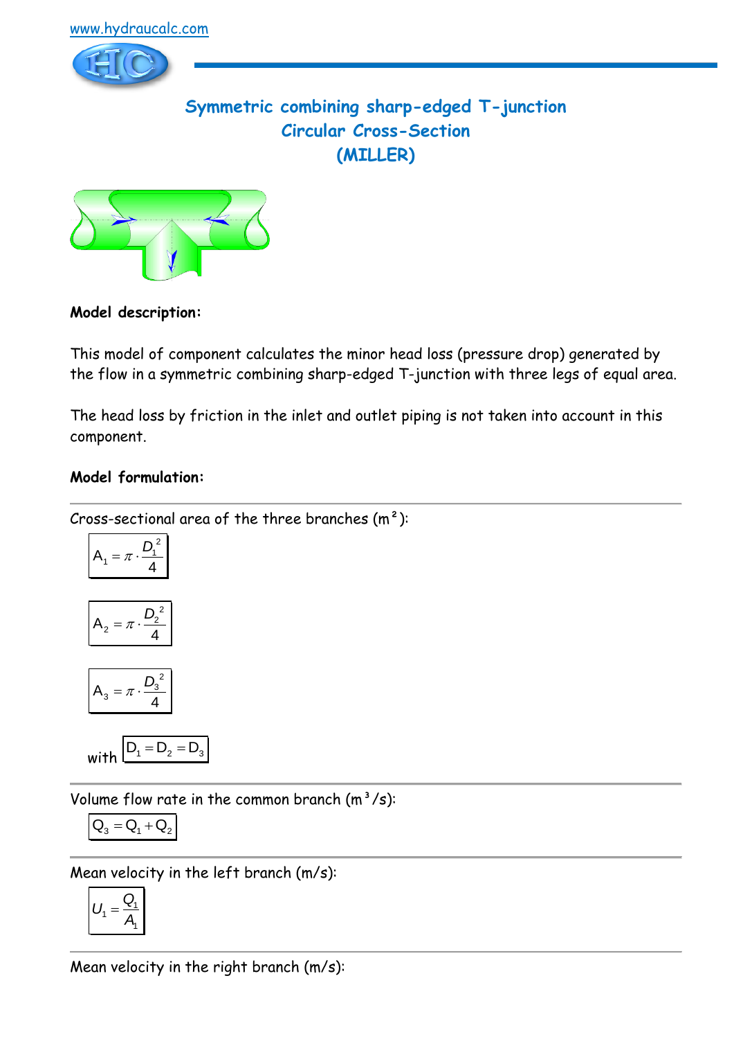www.hydraucalc.com

# Symmetric combining sharp-edged T-junction
## Circular Cross-Section
## (MILLER)

**Model description:**

This model of component calculates the minor head loss (pressure drop) generated by the flow in a symmetric combining sharp-edged T-junction with three legs of equal area.

The head loss by friction in the inlet and outlet piping is not taken into account in this component.

**Model formulation:**

---

Cross-sectional area of the three branches (m²):

$$A_1 = \pi \cdot \frac{D_1^2}{4}$$

$$A_2 = \pi \cdot \frac{D_2^2}{4}$$

$$A_3 = \pi \cdot \frac{D_3^2}{4}$$

with $D_1 = D_2 = D_3$

---

Volume flow rate in the common branch (m³/s):

$$Q_3 = Q_1 + Q_2$$

---

Mean velocity in the left branch (m/s):

$$U_1 = \frac{Q_1}{A_1}$$

---

Mean velocity in the right branch (m/s):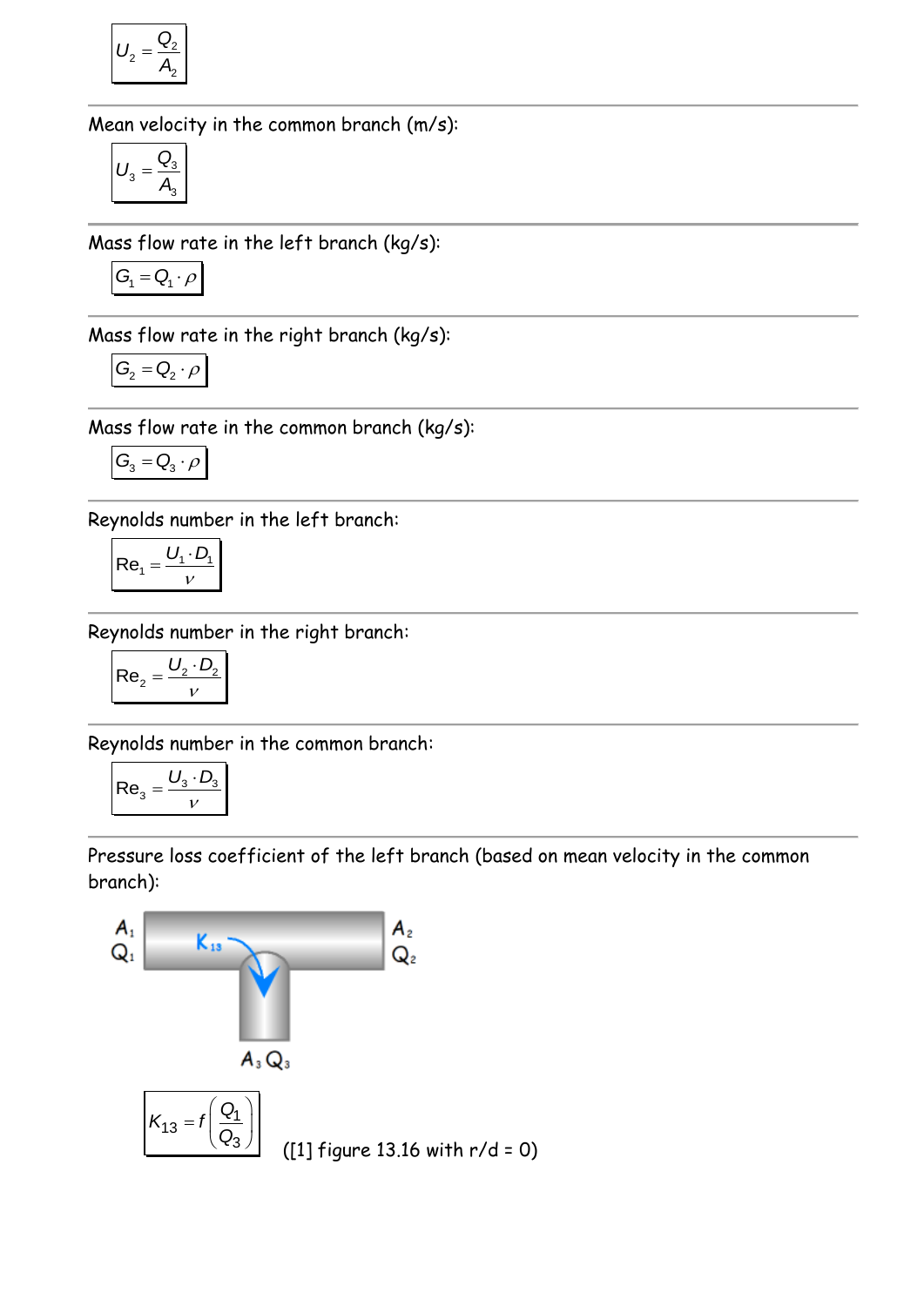$$U_2 = \frac{Q_2}{A_2}$$

---

Mean velocity in the common branch (m/s):

$$U_3 = \frac{Q_3}{A_3}$$

---

Mass flow rate in the left branch (kg/s):

$$G_1 = Q_1 \cdot \rho$$

---

Mass flow rate in the right branch (kg/s):

$$G_2 = Q_2 \cdot \rho$$

---

Mass flow rate in the common branch (kg/s):

$$G_3 = Q_3 \cdot \rho$$

---

Reynolds number in the left branch:

$$\text{Re}_1 = \frac{U_1 \cdot D_1}{\nu}$$

---

Reynolds number in the right branch:

$$\text{Re}_2 = \frac{U_2 \cdot D_2}{\nu}$$

---

Reynolds number in the common branch:

$$\text{Re}_3 = \frac{U_3 \cdot D_3}{\nu}$$

---

Pressure loss coefficient of the left branch (based on mean velocity in the common branch):

$$K_{13} = f\left(\frac{Q_1}{Q_3}\right)$$

([1] figure 13.16 with r/d = 0)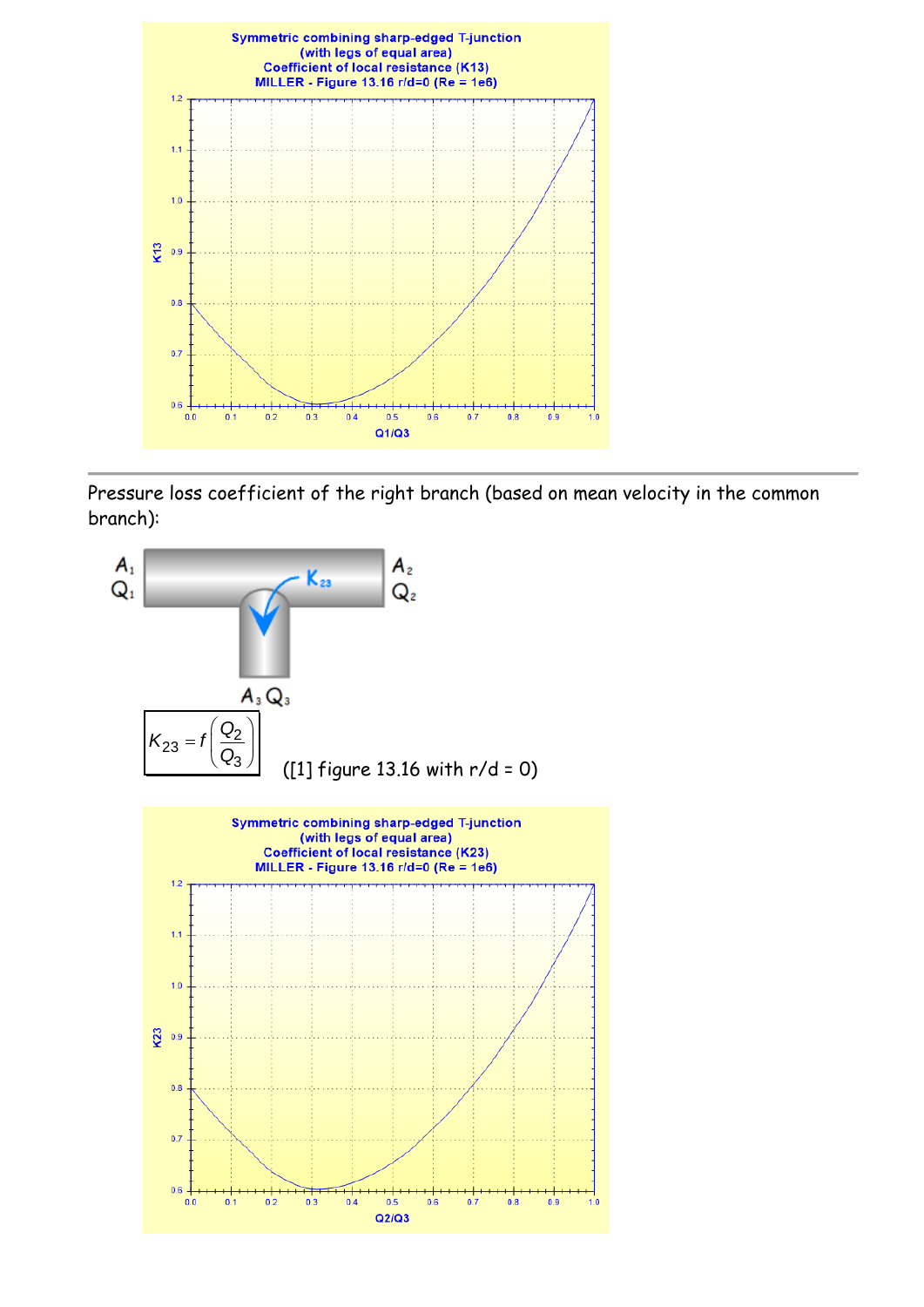Symmetric combining sharp-edged T-junction
(with legs of equal area)
Coefficient of local resistance (K13)
MILLER - Figure 13.16 r/d=0 (Re = 1e6)

---

Pressure loss coefficient of the right branch (based on mean velocity in the common branch):

$$K_{23} = f\left(\frac{Q_2}{Q_3}\right)$$

([1] figure 13.16 with r/d = 0)

Symmetric combining sharp-edged T-junction
(with legs of equal area)
Coefficient of local resistance (K23)
MILLER - Figure 13.16 r/d=0 (Re = 1e6)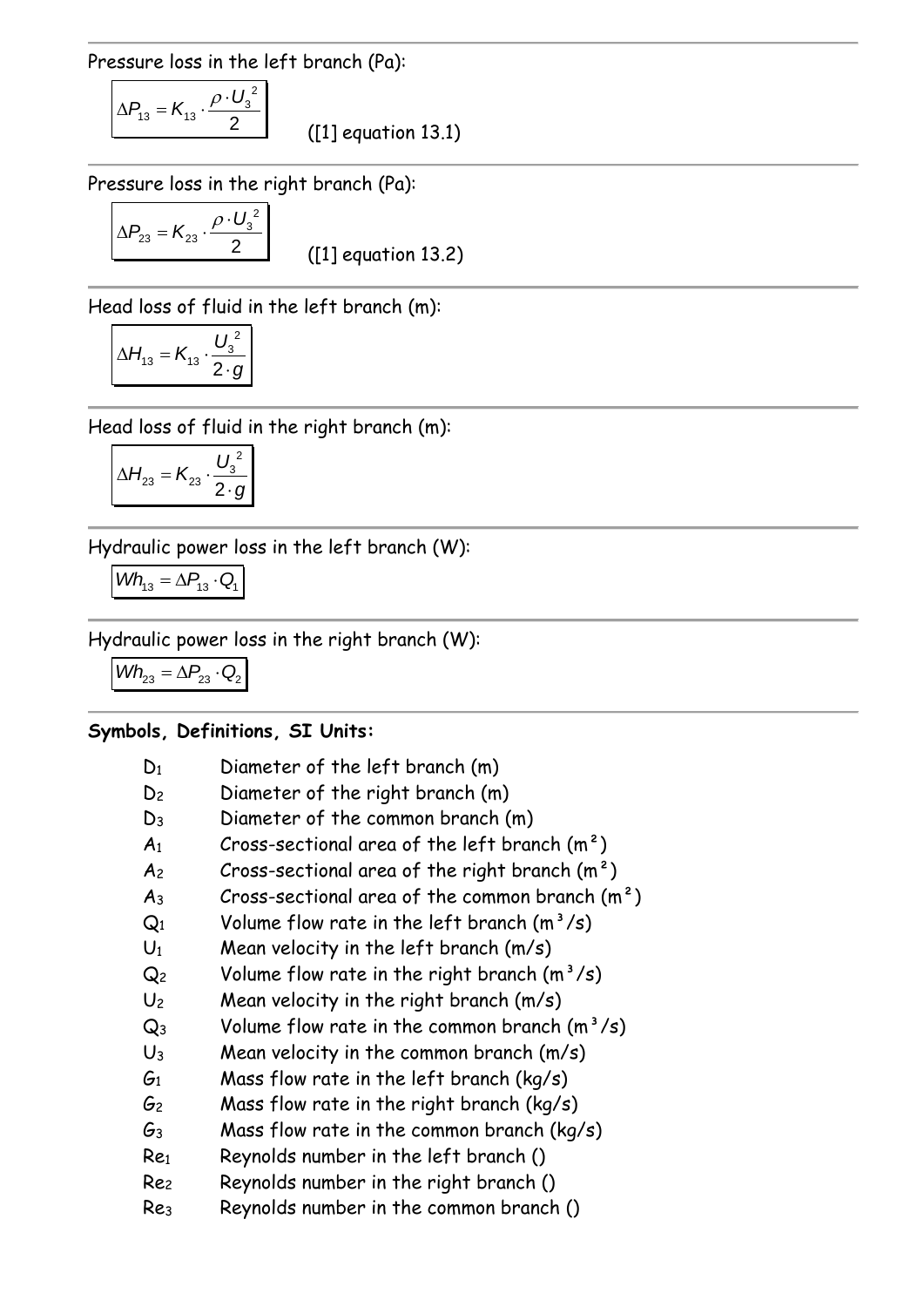Pressure loss in the left branch (Pa):

$$\Delta P_{13} = K_{13} \cdot \frac{\rho \cdot U_3^2}{2}$$

([1] equation 13.1)

Pressure loss in the right branch (Pa):

$$\Delta P_{23} = K_{23} \cdot \frac{\rho \cdot U_3^2}{2}$$

([1] equation 13.2)

Head loss of fluid in the left branch (m):

$$\Delta H_{13} = K_{13} \cdot \frac{U_3^2}{2 \cdot g}$$

Head loss of fluid in the right branch (m):

$$\Delta H_{23} = K_{23} \cdot \frac{U_3^2}{2 \cdot g}$$

Hydraulic power loss in the left branch (W):

$$Wh_{13} = \Delta P_{13} \cdot Q_1$$

Hydraulic power loss in the right branch (W):

$$Wh_{23} = \Delta P_{23} \cdot Q_2$$

**Symbols, Definitions, SI Units:**

- $D_1$ Diameter of the left branch (m)
- $D_2$ Diameter of the right branch (m)
- $D_3$ Diameter of the common branch (m)
- $A_1$ Cross-sectional area of the left branch (m²)
- $A_2$ Cross-sectional area of the right branch (m²)
- $A_3$ Cross-sectional area of the common branch (m²)
- $Q_1$ Volume flow rate in the left branch (m³/s)
- $U_1$ Mean velocity in the left branch (m/s)
- $Q_2$ Volume flow rate in the right branch (m³/s)
- $U_2$ Mean velocity in the right branch (m/s)
- $Q_3$ Volume flow rate in the common branch (m³/s)
- $U_3$ Mean velocity in the common branch (m/s)
- $G_1$ Mass flow rate in the left branch (kg/s)
- $G_2$ Mass flow rate in the right branch (kg/s)
- $G_3$ Mass flow rate in the common branch (kg/s)
- $Re_1$ Reynolds number in the left branch ()
- $Re_2$ Reynolds number in the right branch ()
- $Re_3$ Reynolds number in the common branch ()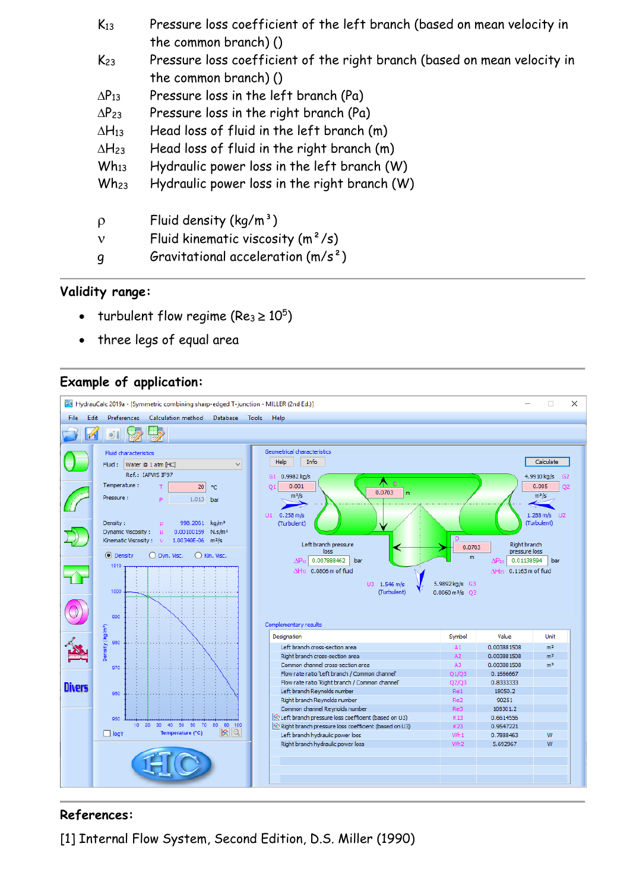| | |
|---|---|
| $K_{13}$ | Pressure loss coefficient of the left branch (based on mean velocity in the common branch) () |
| $K_{23}$ | Pressure loss coefficient of the right branch (based on mean velocity in the common branch) () |
| $\Delta P_{13}$ | Pressure loss in the left branch (Pa) |
| $\Delta P_{23}$ | Pressure loss in the right branch (Pa) |
| $\Delta H_{13}$ | Head loss of fluid in the left branch (m) |
| $\Delta H_{23}$ | Head loss of fluid in the right branch (m) |
| $Wh_{13}$ | Hydraulic power loss in the left branch (W) |
| $Wh_{23}$ | Hydraulic power loss in the right branch (W) |
| $\rho$ | Fluid density (kg/m³) |
| $\nu$ | Fluid kinematic viscosity (m²/s) |
| $g$ | Gravitational acceleration (m/s²) |

## Validity range:

- turbulent flow regime ($Re_3 \geq 10^5$)
- three legs of equal area

## Example of application:

## References:

[1] Internal Flow System, Second Edition, D.S. Miller (1990)